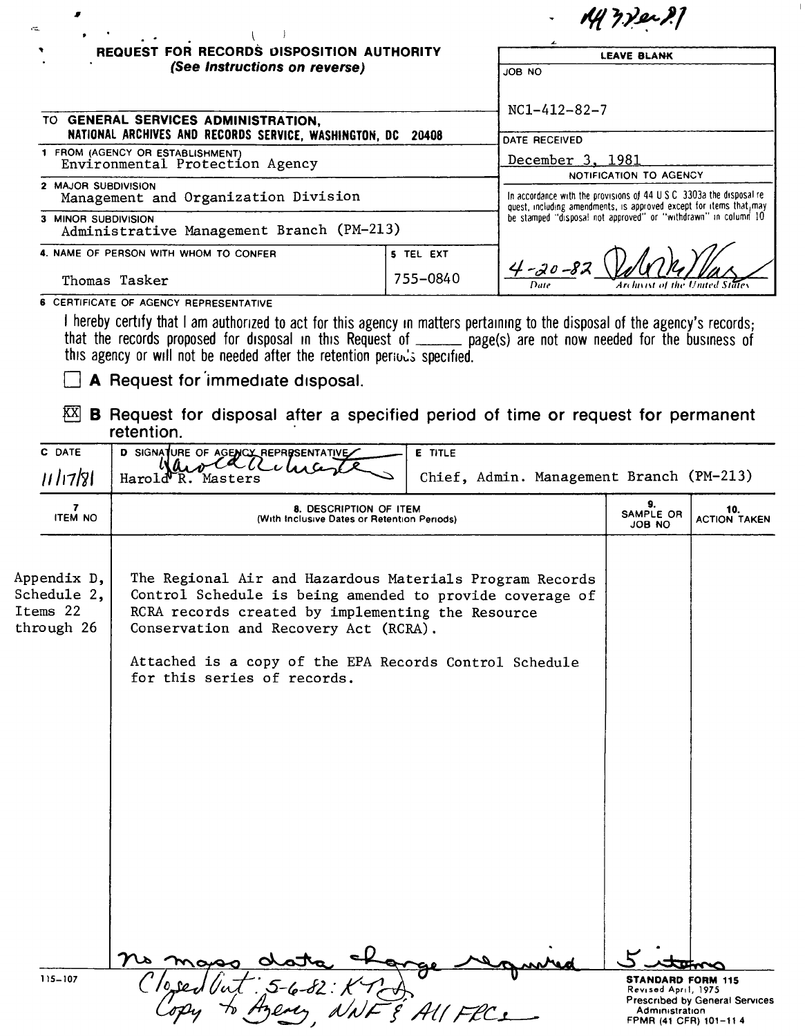NN 7 Dec 81

# REQUEST FOR RECORDS DISPOSITION AUTHORITY

*(See Instructions on reverse)*

| LEAVE BLANK |
|---|
| JOB NO: NC1-412-82-7 |
| DATE RECEIVED: December 3, 1981 |
| NOTIFICATION TO AGENCY: In accordance with the provisions of 44 U S C 3303a the disposal request, including amendments, is approved except for items that may be stamped "disposal not approved" or "withdrawn" in column 10 |
| 4-20-82 (Date) — [signature] Archivist of the United States |

TO **GENERAL SERVICES ADMINISTRATION, NATIONAL ARCHIVES AND RECORDS SERVICE, WASHINGTON, DC 20408**

1 FROM (AGENCY OR ESTABLISHMENT)
Environmental Protection Agency

2 MAJOR SUBDIVISION
Management and Organization Division

3 MINOR SUBDIVISION
Administrative Management Branch (PM-213)

4. NAME OF PERSON WITH WHOM TO CONFER
Thomas Tasker

5 TEL EXT
755-0840

6 CERTIFICATE OF AGENCY REPRESENTATIVE

I hereby certify that I am authorized to act for this agency in matters pertaining to the disposal of the agency's records; that the records proposed for disposal in this Request of ______ page(s) are not now needed for the business of this agency or will not be needed after the retention periods specified.

☐ **A** Request for immediate disposal.

☒ **B** Request for disposal after a specified period of time or request for permanent retention.

| C DATE | D SIGNATURE OF AGENCY REPRESENTATIVE | E TITLE |
|---|---|---|
| 11/17/81 | [signature] Harold R. Masters | Chief, Admin. Management Branch (PM-213) |

| 7 ITEM NO | 8. DESCRIPTION OF ITEM (With Inclusive Dates or Retention Periods) | 9. SAMPLE OR JOB NO | 10. ACTION TAKEN |
|---|---|---|---|
| Appendix D, Schedule 2, Items 22 through 26 | The Regional Air and Hazardous Materials Program Records Control Schedule is being amended to provide coverage of RCRA records created by implementing the Resource Conservation and Recovery Act (RCRA).<br><br>Attached is a copy of the EPA Records Control Schedule for this series of records. | | |

no mass data change required — 5 items

Closed Out: 5-6-82: KT
Copy to Agency, NNF & All FRCs

115-107

**STANDARD FORM 115**
Revised April, 1975
Prescribed by General Services Administration
FPMR (41 CFR) 101-11 4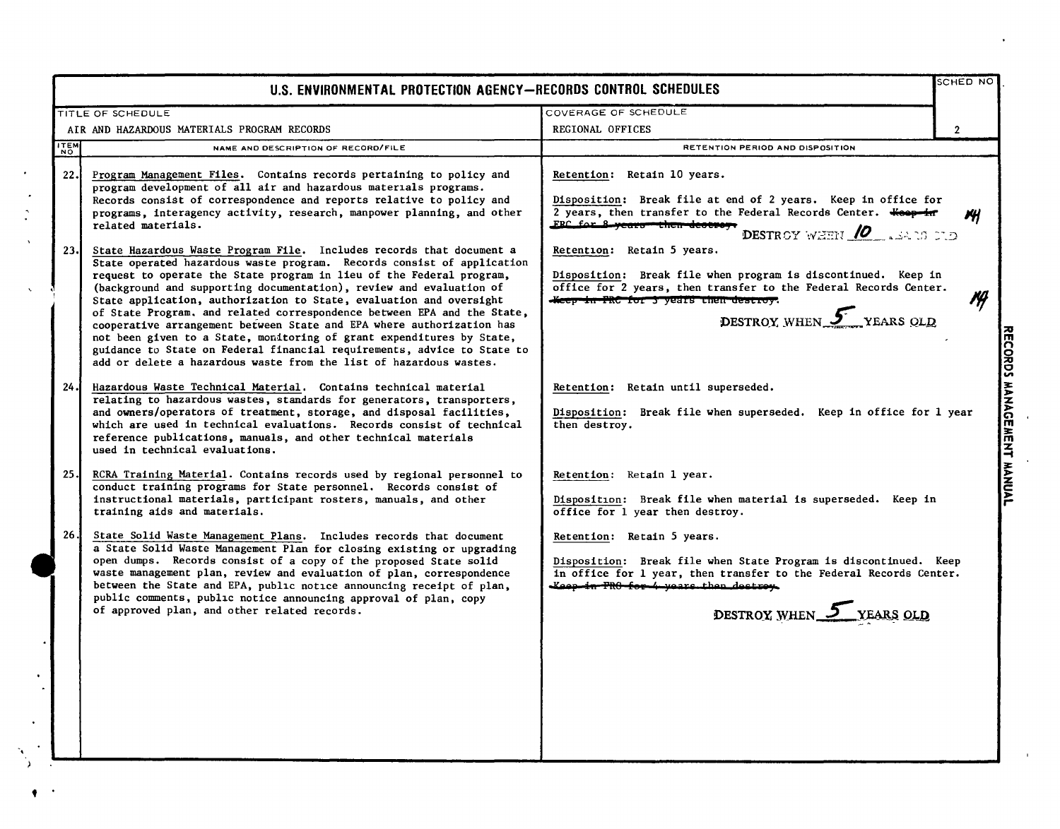# U.S. ENVIRONMENTAL PROTECTION AGENCY—RECORDS CONTROL SCHEDULES

| TITLE OF SCHEDULE | COVERAGE OF SCHEDULE | SCHED NO |
|---|---|---|
| AIR AND HAZARDOUS MATERIALS PROGRAM RECORDS | REGIONAL OFFICES | 2 |

| ITEM NO | NAME AND DESCRIPTION OF RECORD/FILE | RETENTION PERIOD AND DISPOSITION |
|---|---|---|
| 22. | Program Management Files. Contains records pertaining to policy and program development of all air and hazardous materials programs. Records consist of correspondence and reports relative to policy and programs, interagency activity, research, manpower planning, and other related materials. | Retention: Retain 10 years.<br><br>Disposition: Break file at end of 2 years. Keep in office for 2 years, then transfer to the Federal Records Center. ~~Keep in FRC for 8 years then destroy.~~ MH<br><br>DESTROY WHEN 10 YEARS OLD |
| 23. | State Hazardous Waste Program File. Includes records that document a State operated hazardous waste program. Records consist of application request to operate the State program in lieu of the Federal program, (background and supporting documentation), review and evaluation of State application, authorization to State, evaluation and oversight of State Program, and related correspondence between EPA and the State, cooperative arrangement between State and EPA where authorization has not been given to a State, monitoring of grant expenditures by State, guidance to State on Federal financial requirements, advice to State to add or delete a hazardous waste from the list of hazardous wastes. | Retention: Retain 5 years.<br><br>Disposition: Break file when program is discontinued. Keep in office for 2 years, then transfer to the Federal Records Center. ~~Keep in FRC for 3 years then destroy.~~ MH<br><br>DESTROY WHEN 5 YEARS OLD |
| 24. | Hazardous Waste Technical Material. Contains technical material relating to hazardous wastes, standards for generators, transporters, and owners/operators of treatment, storage, and disposal facilities, which are used in technical evaluations. Records consist of technical reference publications, manuals, and other technical materials used in technical evaluations. | Retention: Retain until superseded.<br><br>Disposition: Break file when superseded. Keep in office for 1 year then destroy. |
| 25. | RCRA Training Material. Contains records used by regional personnel to conduct training programs for State personnel. Records consist of instructional materials, participant rosters, manuals, and other training aids and materials. | Retention: Retain 1 year.<br><br>Disposition: Break file when material is superseded. Keep in office for 1 year then destroy. |
| 26. | State Solid Waste Management Plans. Includes records that document a State Solid Waste Management Plan for closing existing or upgrading open dumps. Records consist of a copy of the proposed State solid waste management plan, review and evaluation of plan, correspondence between the State and EPA, public notice announcing receipt of plan, public comments, public notice announcing approval of plan, copy of approved plan, and other related records. | Retention: Retain 5 years.<br><br>Disposition: Break file when State Program is discontinued. Keep in office for 1 year, then transfer to the Federal Records Center. ~~Keep in FRC for 4 years then destroy.~~<br><br>DESTROY WHEN 5 YEARS OLD |

RECORDS MANAGEMENT MANUAL